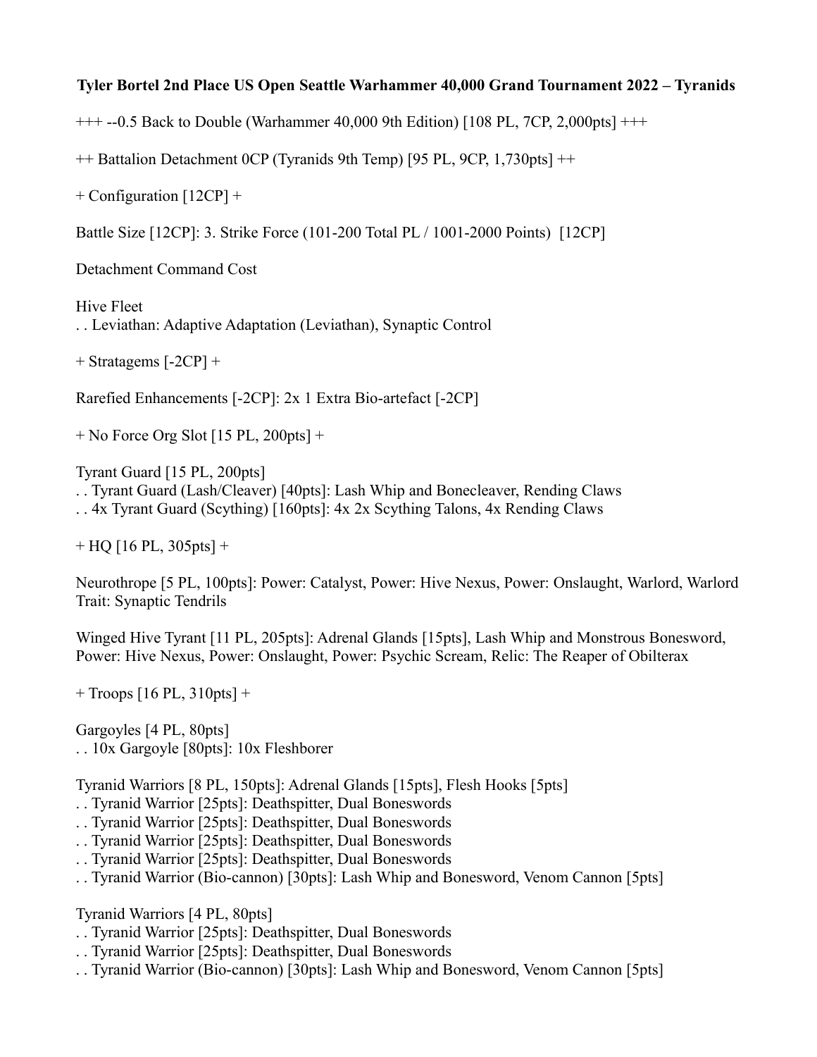**Tyler Bortel 2nd Place US Open Seattle Warhammer 40,000 Grand Tournament 2022 – Tyranids**

+++ --0.5 Back to Double (Warhammer 40,000 9th Edition) [108 PL, 7CP, 2,000pts] +++

++ Battalion Detachment 0CP (Tyranids 9th Temp) [95 PL, 9CP, 1,730pts] ++

+ Configuration [12CP] +

Battle Size [12CP]: 3. Strike Force (101-200 Total PL / 1001-2000 Points) [12CP]

Detachment Command Cost

Hive Fleet
. . Leviathan: Adaptive Adaptation (Leviathan), Synaptic Control

+ Stratagems [-2CP] +

Rarefied Enhancements [-2CP]: 2x 1 Extra Bio-artefact [-2CP]

+ No Force Org Slot [15 PL, 200pts] +

Tyrant Guard [15 PL, 200pts]
. . Tyrant Guard (Lash/Cleaver) [40pts]: Lash Whip and Bonecleaver, Rending Claws
. . 4x Tyrant Guard (Scything) [160pts]: 4x 2x Scything Talons, 4x Rending Claws

+ HQ [16 PL, 305pts] +

Neurothrope [5 PL, 100pts]: Power: Catalyst, Power: Hive Nexus, Power: Onslaught, Warlord, Warlord Trait: Synaptic Tendrils

Winged Hive Tyrant [11 PL, 205pts]: Adrenal Glands [15pts], Lash Whip and Monstrous Bonesword, Power: Hive Nexus, Power: Onslaught, Power: Psychic Scream, Relic: The Reaper of Obilterax

+ Troops [16 PL, 310pts] +

Gargoyles [4 PL, 80pts]
. . 10x Gargoyle [80pts]: 10x Fleshborer

Tyranid Warriors [8 PL, 150pts]: Adrenal Glands [15pts], Flesh Hooks [5pts]
. . Tyranid Warrior [25pts]: Deathspitter, Dual Boneswords
. . Tyranid Warrior [25pts]: Deathspitter, Dual Boneswords
. . Tyranid Warrior [25pts]: Deathspitter, Dual Boneswords
. . Tyranid Warrior [25pts]: Deathspitter, Dual Boneswords
. . Tyranid Warrior (Bio-cannon) [30pts]: Lash Whip and Bonesword, Venom Cannon [5pts]

Tyranid Warriors [4 PL, 80pts]
. . Tyranid Warrior [25pts]: Deathspitter, Dual Boneswords
. . Tyranid Warrior [25pts]: Deathspitter, Dual Boneswords
. . Tyranid Warrior (Bio-cannon) [30pts]: Lash Whip and Bonesword, Venom Cannon [5pts]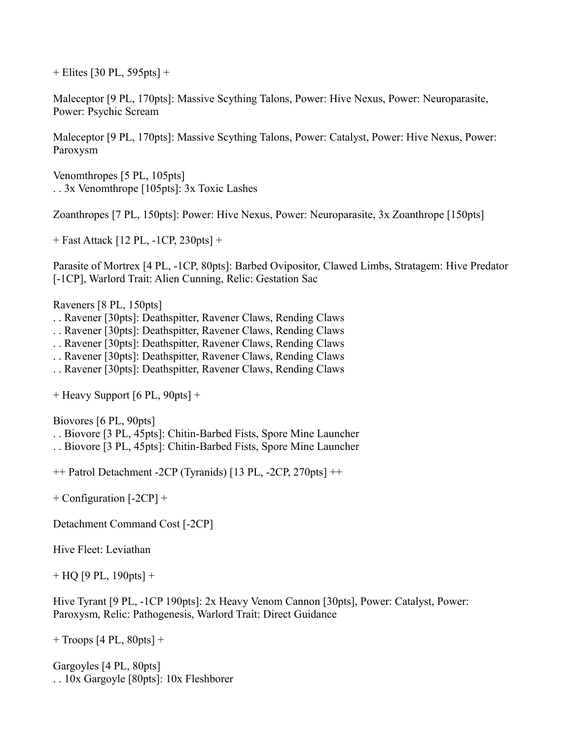+ Elites [30 PL, 595pts] +

Maleceptor [9 PL, 170pts]: Massive Scything Talons, Power: Hive Nexus, Power: Neuroparasite, Power: Psychic Scream

Maleceptor [9 PL, 170pts]: Massive Scything Talons, Power: Catalyst, Power: Hive Nexus, Power: Paroxysm

Venomthropes [5 PL, 105pts]
. . 3x Venomthrope [105pts]: 3x Toxic Lashes

Zoanthropes [7 PL, 150pts]: Power: Hive Nexus, Power: Neuroparasite, 3x Zoanthrope [150pts]

+ Fast Attack [12 PL, -1CP, 230pts] +

Parasite of Mortrex [4 PL, -1CP, 80pts]: Barbed Ovipositor, Clawed Limbs, Stratagem: Hive Predator [-1CP], Warlord Trait: Alien Cunning, Relic: Gestation Sac

Raveners [8 PL, 150pts]
. . Ravener [30pts]: Deathspitter, Ravener Claws, Rending Claws
. . Ravener [30pts]: Deathspitter, Ravener Claws, Rending Claws
. . Ravener [30pts]: Deathspitter, Ravener Claws, Rending Claws
. . Ravener [30pts]: Deathspitter, Ravener Claws, Rending Claws
. . Ravener [30pts]: Deathspitter, Ravener Claws, Rending Claws

+ Heavy Support [6 PL, 90pts] +

Biovores [6 PL, 90pts]
. . Biovore [3 PL, 45pts]: Chitin-Barbed Fists, Spore Mine Launcher
. . Biovore [3 PL, 45pts]: Chitin-Barbed Fists, Spore Mine Launcher

++ Patrol Detachment -2CP (Tyranids) [13 PL, -2CP, 270pts] ++

+ Configuration [-2CP] +

Detachment Command Cost [-2CP]

Hive Fleet: Leviathan

+ HQ [9 PL, 190pts] +

Hive Tyrant [9 PL, -1CP 190pts]: 2x Heavy Venom Cannon [30pts], Power: Catalyst, Power: Paroxysm, Relic: Pathogenesis, Warlord Trait: Direct Guidance

+ Troops [4 PL, 80pts] +

Gargoyles [4 PL, 80pts]
. . 10x Gargoyle [80pts]: 10x Fleshborer